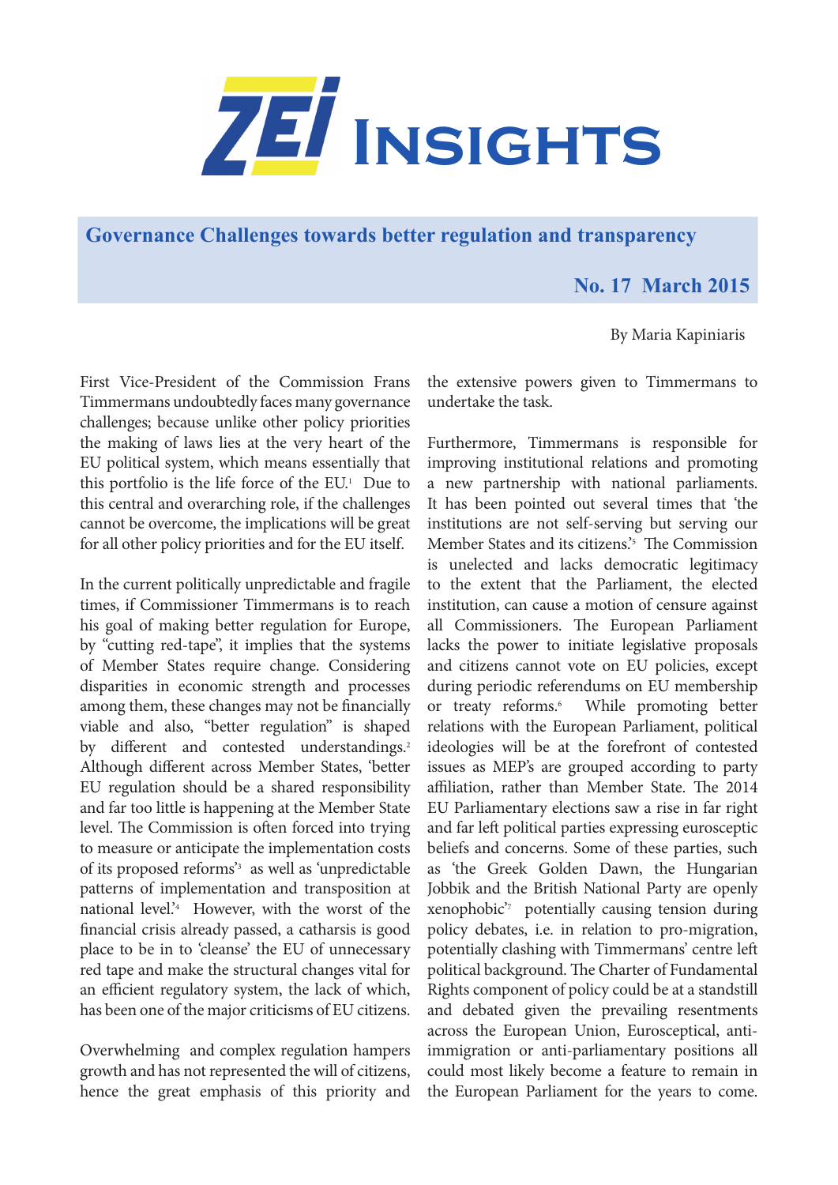# ZEI Insights

## Governance Challenges towards better regulation and transparency

**No. 17 March 2015**

By Maria Kapiniaris

First Vice-President of the Commission Frans Timmermans undoubtedly faces many governance challenges; because unlike other policy priorities the making of laws lies at the very heart of the EU political system, which means essentially that this portfolio is the life force of the EU.[1] Due to this central and overarching role, if the challenges cannot be overcome, the implications will be great for all other policy priorities and for the EU itself.

In the current politically unpredictable and fragile times, if Commissioner Timmermans is to reach his goal of making better regulation for Europe, by "cutting red-tape", it implies that the systems of Member States require change. Considering disparities in economic strength and processes among them, these changes may not be financially viable and also, "better regulation" is shaped by different and contested understandings.[2] Although different across Member States, 'better EU regulation should be a shared responsibility and far too little is happening at the Member State level. The Commission is often forced into trying to measure or anticipate the implementation costs of its proposed reforms'[3] as well as 'unpredictable patterns of implementation and transposition at national level.'[4] However, with the worst of the financial crisis already passed, a catharsis is good place to be in to 'cleanse' the EU of unnecessary red tape and make the structural changes vital for an efficient regulatory system, the lack of which, has been one of the major criticisms of EU citizens.

Overwhelming and complex regulation hampers growth and has not represented the will of citizens, hence the great emphasis of this priority and the extensive powers given to Timmermans to undertake the task.

Furthermore, Timmermans is responsible for improving institutional relations and promoting a new partnership with national parliaments. It has been pointed out several times that 'the institutions are not self-serving but serving our Member States and its citizens.'[5] The Commission is unelected and lacks democratic legitimacy to the extent that the Parliament, the elected institution, can cause a motion of censure against all Commissioners. The European Parliament lacks the power to initiate legislative proposals and citizens cannot vote on EU policies, except during periodic referendums on EU membership or treaty reforms.[6] While promoting better relations with the European Parliament, political ideologies will be at the forefront of contested issues as MEP's are grouped according to party affiliation, rather than Member State. The 2014 EU Parliamentary elections saw a rise in far right and far left political parties expressing eurosceptic beliefs and concerns. Some of these parties, such as 'the Greek Golden Dawn, the Hungarian Jobbik and the British National Party are openly xenophobic'[7] potentially causing tension during policy debates, i.e. in relation to pro-migration, potentially clashing with Timmermans' centre left political background. The Charter of Fundamental Rights component of policy could be at a standstill and debated given the prevailing resentments across the European Union, Eurosceptical, anti-immigration or anti-parliamentary positions all could most likely become a feature to remain in the European Parliament for the years to come.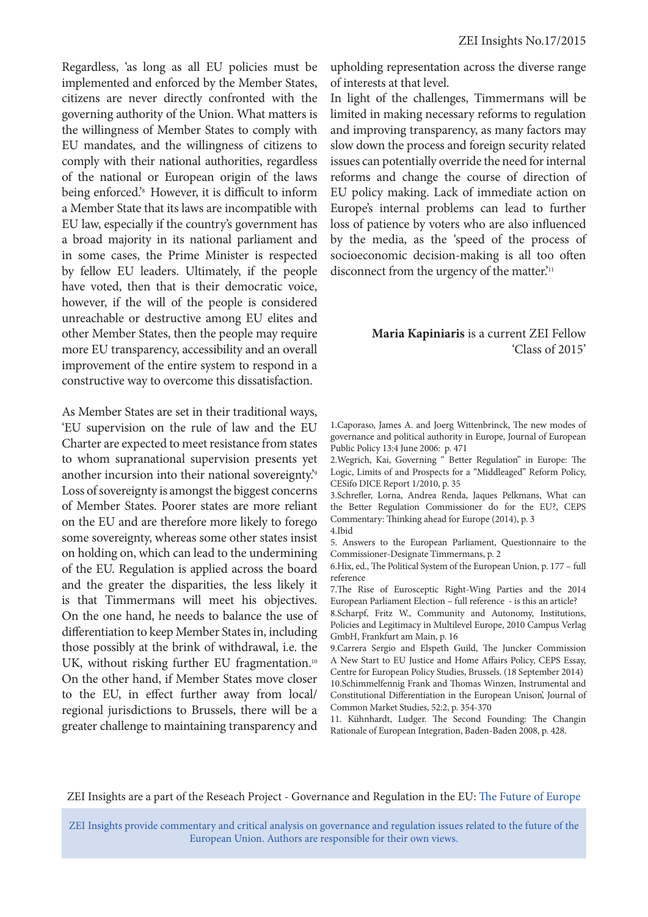Regardless, 'as long as all EU policies must be implemented and enforced by the Member States, citizens are never directly confronted with the governing authority of the Union. What matters is the willingness of Member States to comply with EU mandates, and the willingness of citizens to comply with their national authorities, regardless of the national or European origin of the laws being enforced.'[8] However, it is difficult to inform a Member State that its laws are incompatible with EU law, especially if the country's government has a broad majority in its national parliament and in some cases, the Prime Minister is respected by fellow EU leaders. Ultimately, if the people have voted, then that is their democratic voice, however, if the will of the people is considered unreachable or destructive among EU elites and other Member States, then the people may require more EU transparency, accessibility and an overall improvement of the entire system to respond in a constructive way to overcome this dissatisfaction.

As Member States are set in their traditional ways, 'EU supervision on the rule of law and the EU Charter are expected to meet resistance from states to whom supranational supervision presents yet another incursion into their national sovereignty.'[9] Loss of sovereignty is amongst the biggest concerns of Member States. Poorer states are more reliant on the EU and are therefore more likely to forego some sovereignty, whereas some other states insist on holding on, which can lead to the undermining of the EU. Regulation is applied across the board and the greater the disparities, the less likely it is that Timmermans will meet his objectives. On the one hand, he needs to balance the use of differentiation to keep Member States in, including those possibly at the brink of withdrawal, i.e. the UK, without risking further EU fragmentation.[10] On the other hand, if Member States move closer to the EU, in effect further away from local/ regional jurisdictions to Brussels, there will be a greater challenge to maintaining transparency and upholding representation across the diverse range of interests at that level.

In light of the challenges, Timmermans will be limited in making necessary reforms to regulation and improving transparency, as many factors may slow down the process and foreign security related issues can potentially override the need for internal reforms and change the course of direction of EU policy making. Lack of immediate action on Europe's internal problems can lead to further loss of patience by voters who are also influenced by the media, as the 'speed of the process of socioeconomic decision-making is all too often disconnect from the urgency of the matter.'[11]

**Maria Kapiniaris** is a current ZEI Fellow 'Class of 2015'

1.Caporaso, James A. and Joerg Wittenbrinck, The new modes of governance and political authority in Europe, Journal of European Public Policy 13:4 June 2006: p. 471

2.Wegrich, Kai, Governing " Better Regulation" in Europe: The Logic, Limits of and Prospects for a "Middleaged" Reform Policy, CESifo DICE Report 1/2010, p. 35

3.Schrefler, Lorna, Andrea Renda, Jaques Pelkmans, What can the Better Regulation Commissioner do for the EU?, CEPS Commentary: Thinking ahead for Europe (2014), p. 3

4.Ibid

5. Answers to the European Parliament, Questionnaire to the Commissioner-Designate Timmermans, p. 2

6.Hix, ed., The Political System of the European Union, p. 177 – full reference

7.The Rise of Eurosceptic Right-Wing Parties and the 2014 European Parliament Election – full reference - is this an article?

8.Scharpf, Fritz W., Community and Autonomy, Institutions, Policies and Legitimacy in Multilevel Europe, 2010 Campus Verlag GmbH, Frankfurt am Main, p. 16

9.Carrera Sergio and Elspeth Guild, The Juncker Commission A New Start to EU Justice and Home Affairs Policy, CEPS Essay, Centre for European Policy Studies, Brussels. (18 September 2014)

10.Schimmelfennig Frank and Thomas Winzen, Instrumental and Constitutional Differentiation in the European Unison', Journal of Common Market Studies, 52:2, p. 354-370

11. Kühnhardt, Ludger. The Second Founding: The Changin Rationale of European Integration, Baden-Baden 2008, p. 428.

ZEI Insights are a part of the Reseach Project - Governance and Regulation in the EU: The Future of Europe

ZEI Insights provide commentary and critical analysis on governance and regulation issues related to the future of the European Union. Authors are responsible for their own views.